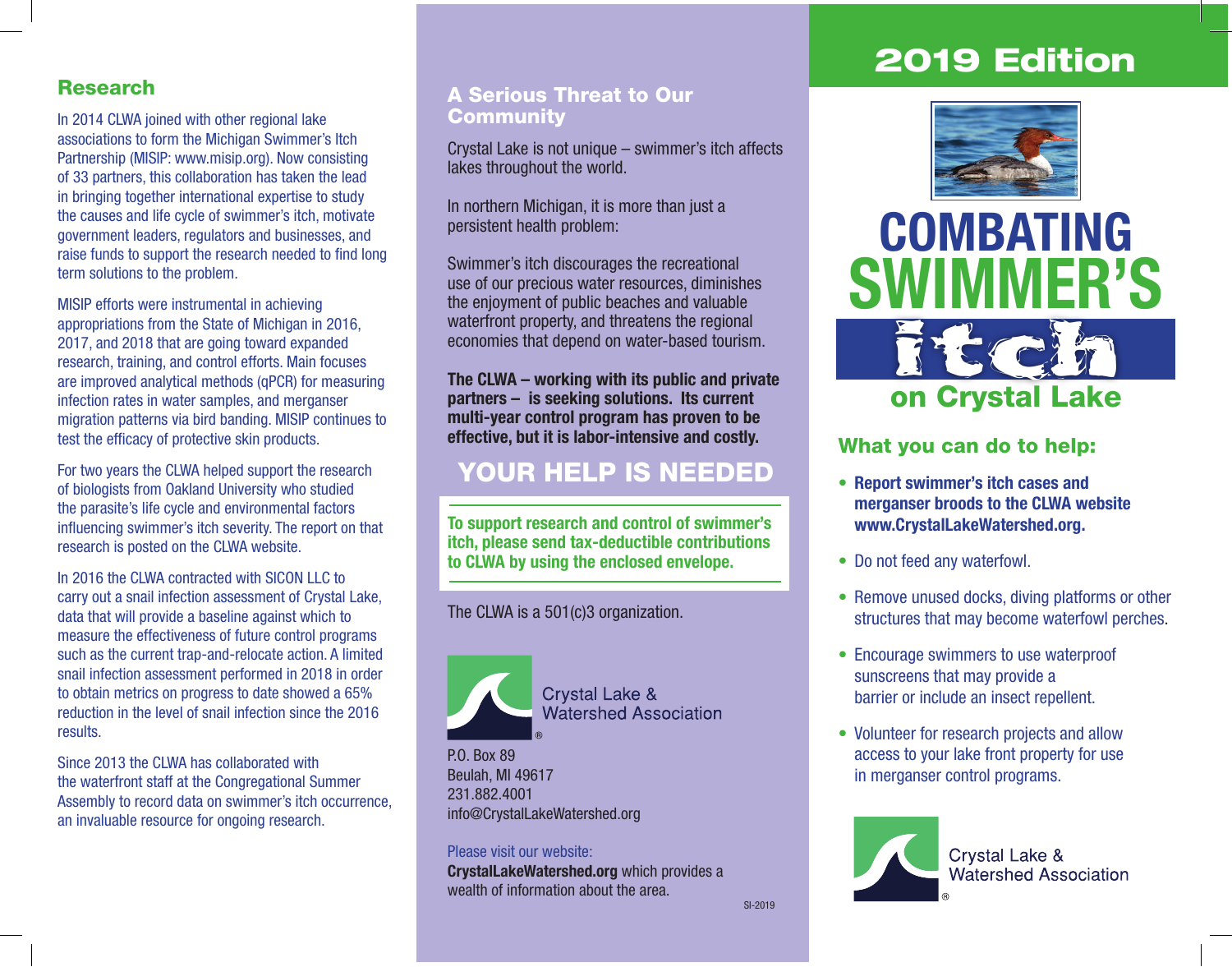## Research

In 2014 CLWA joined with other regional lake associations to form the Michigan Swimmer's Itch Partnership (MISIP: www.misip.org). Now consisting of 33 partners, this collaboration has taken the lead in bringing together international expertise to study the causes and life cycle of swimmer's itch, motivate government leaders, regulators and businesses, and raise funds to support the research needed to find long term solutions to the problem.

MISIP efforts were instrumental in achieving appropriations from the State of Michigan in 2016, 2017, and 2018 that are going toward expanded research, training, and control efforts. Main focuses are improved analytical methods (qPCR) for measuring infection rates in water samples, and merganser migration patterns via bird banding. MISIP continues to test the efficacy of protective skin products.

For two years the CLWA helped support the research of biologists from Oakland University who studied the parasite's life cycle and environmental factors influencing swimmer's itch severity. The report on that research is posted on the CLWA website.

In 2016 the CLWA contracted with SICON LLC to carry out a snail infection assessment of Crystal Lake, data that will provide a baseline against which to measure the effectiveness of future control programs such as the current trap-and-relocate action. A limited snail infection assessment performed in 2018 in order to obtain metrics on progress to date showed a 65% reduction in the level of snail infection since the 2016 results.

Since 2013 the CLWA has collaborated with the waterfront staff at the Congregational Summer Assembly to record data on swimmer's itch occurrence, an invaluable resource for ongoing research.

## A Serious Threat to Our Community

Crystal Lake is not unique – swimmer's itch affects lakes throughout the world.

In northern Michigan, it is more than just a persistent health problem:

Swimmer's itch discourages the recreational use of our precious water resources, diminishes the enjoyment of public beaches and valuable waterfront property, and threatens the regional economies that depend on water-based tourism.

**The CLWA – working with its public and private partners – is seeking solutions. Its current multi-year control program has proven to be effective, but it is labor-intensive and costly.**

## YOUR HELP IS NEEDED

**To support research and control of swimmer's itch, please send tax-deductible contributions to CLWA by using the enclosed envelope.**

The CLWA is a 501(c)3 organization.

Crystal Lake & Watershed Association®

P.O. Box 89
Beulah, MI 49617
231.882.4001
info@CrystalLakeWatershed.org

Please visit our website:
**CrystalLakeWatershed.org** which provides a wealth of information about the area.

SI-2019

# 2019 Edition

# COMBATING SWIMMER'S itch on Crystal Lake

## What you can do to help:

- **Report swimmer's itch cases and merganser broods to the CLWA website www.CrystalLakeWatershed.org.**
- Do not feed any waterfowl.
- Remove unused docks, diving platforms or other structures that may become waterfowl perches.
- Encourage swimmers to use waterproof sunscreens that may provide a barrier or include an insect repellent.
- Volunteer for research projects and allow access to your lake front property for use in merganser control programs.

Crystal Lake & Watershed Association®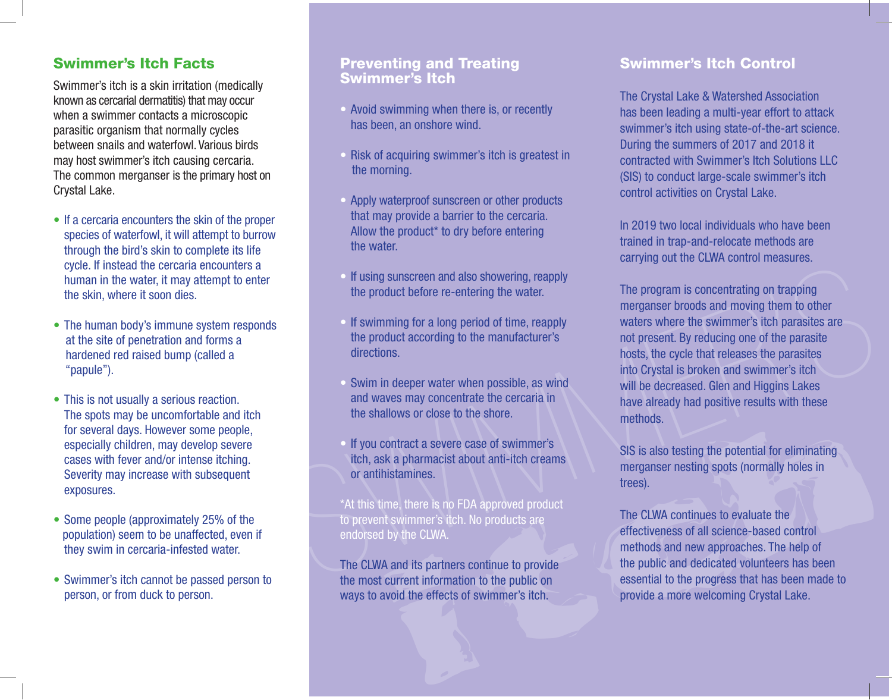## Swimmer's Itch Facts

Swimmer's itch is a skin irritation (medically known as cercarial dermatitis) that may occur when a swimmer contacts a microscopic parasitic organism that normally cycles between snails and waterfowl. Various birds may host swimmer's itch causing cercaria. The common merganser is the primary host on Crystal Lake.

- If a cercaria encounters the skin of the proper species of waterfowl, it will attempt to burrow through the bird's skin to complete its life cycle. If instead the cercaria encounters a human in the water, it may attempt to enter the skin, where it soon dies.
- The human body's immune system responds at the site of penetration and forms a hardened red raised bump (called a "papule").
- This is not usually a serious reaction. The spots may be uncomfortable and itch for several days. However some people, especially children, may develop severe cases with fever and/or intense itching. Severity may increase with subsequent exposures.
- Some people (approximately 25% of the population) seem to be unaffected, even if they swim in cercaria-infested water.
- Swimmer's itch cannot be passed person to person, or from duck to person.

## Preventing and Treating Swimmer's Itch

- Avoid swimming when there is, or recently has been, an onshore wind.
- Risk of acquiring swimmer's itch is greatest in the morning.
- Apply waterproof sunscreen or other products that may provide a barrier to the cercaria. Allow the product* to dry before entering the water.
- If using sunscreen and also showering, reapply the product before re-entering the water.
- If swimming for a long period of time, reapply the product according to the manufacturer's directions.
- Swim in deeper water when possible, as wind and waves may concentrate the cercaria in the shallows or close to the shore.
- If you contract a severe case of swimmer's itch, ask a pharmacist about anti-itch creams or antihistamines.

*At this time, there is no FDA approved product to prevent swimmer's itch. No products are endorsed by the CLWA.

The CLWA and its partners continue to provide the most current information to the public on ways to avoid the effects of swimmer's itch.

## Swimmer's Itch Control

The Crystal Lake & Watershed Association has been leading a multi-year effort to attack swimmer's itch using state-of-the-art science. During the summers of 2017 and 2018 it contracted with Swimmer's Itch Solutions LLC (SIS) to conduct large-scale swimmer's itch control activities on Crystal Lake.

In 2019 two local individuals who have been trained in trap-and-relocate methods are carrying out the CLWA control measures.

The program is concentrating on trapping merganser broods and moving them to other waters where the swimmer's itch parasites are not present. By reducing one of the parasite hosts, the cycle that releases the parasites into Crystal is broken and swimmer's itch will be decreased. Glen and Higgins Lakes have already had positive results with these methods.

SIS is also testing the potential for eliminating merganser nesting spots (normally holes in trees).

The CLWA continues to evaluate the effectiveness of all science-based control methods and new approaches. The help of the public and dedicated volunteers has been essential to the progress that has been made to provide a more welcoming Crystal Lake.